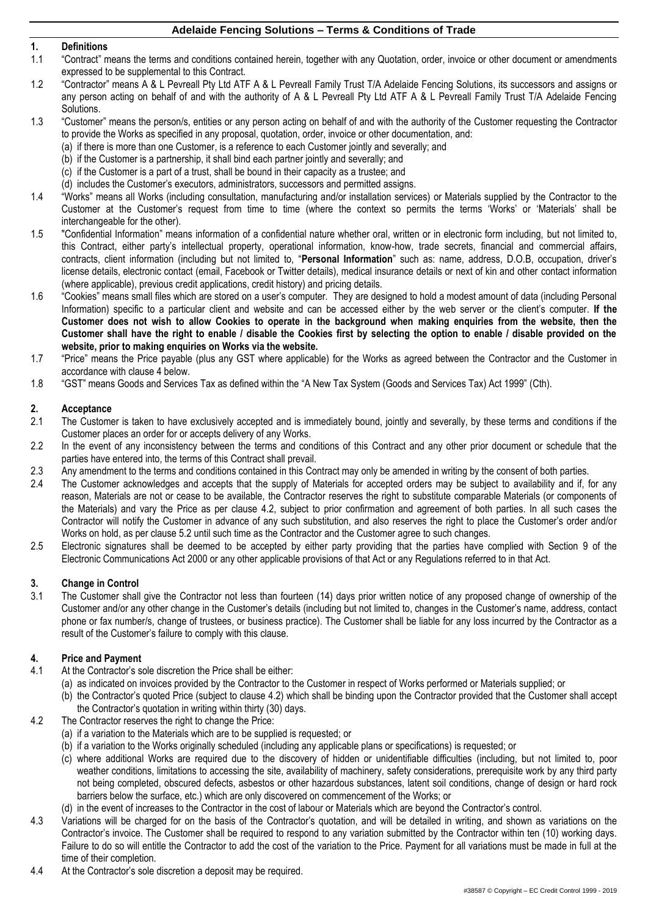# Adelaide Fencing Solutions – Terms & Conditions of Trade

## 1. Definitions

1.1 "Contract" means the terms and conditions contained herein, together with any Quotation, order, invoice or other document or amendments expressed to be supplemental to this Contract.

1.2 "Contractor" means A & L Pevreall Pty Ltd ATF A & L Pevreall Family Trust T/A Adelaide Fencing Solutions, its successors and assigns or any person acting on behalf of and with the authority of A & L Pevreall Pty Ltd ATF A & L Pevreall Family Trust T/A Adelaide Fencing Solutions.

1.3 "Customer" means the person/s, entities or any person acting on behalf of and with the authority of the Customer requesting the Contractor to provide the Works as specified in any proposal, quotation, order, invoice or other documentation, and:
(a) if there is more than one Customer, is a reference to each Customer jointly and severally; and
(b) if the Customer is a partnership, it shall bind each partner jointly and severally; and
(c) if the Customer is a part of a trust, shall be bound in their capacity as a trustee; and
(d) includes the Customer's executors, administrators, successors and permitted assigns.

1.4 "Works" means all Works (including consultation, manufacturing and/or installation services) or Materials supplied by the Contractor to the Customer at the Customer's request from time to time (where the context so permits the terms 'Works' or 'Materials' shall be interchangeable for the other).

1.5 "Confidential Information" means information of a confidential nature whether oral, written or in electronic form including, but not limited to, this Contract, either party's intellectual property, operational information, know-how, trade secrets, financial and commercial affairs, contracts, client information (including but not limited to, "**Personal Information**" such as: name, address, D.O.B, occupation, driver's license details, electronic contact (email, Facebook or Twitter details), medical insurance details or next of kin and other contact information (where applicable), previous credit applications, credit history) and pricing details.

1.6 "Cookies" means small files which are stored on a user's computer. They are designed to hold a modest amount of data (including Personal Information) specific to a particular client and website and can be accessed either by the web server or the client's computer. **If the Customer does not wish to allow Cookies to operate in the background when making enquiries from the website, then the Customer shall have the right to enable / disable the Cookies first by selecting the option to enable / disable provided on the website, prior to making enquiries on Works via the website.**

1.7 "Price" means the Price payable (plus any GST where applicable) for the Works as agreed between the Contractor and the Customer in accordance with clause 4 below.

1.8 "GST" means Goods and Services Tax as defined within the "A New Tax System (Goods and Services Tax) Act 1999" (Cth).

## 2. Acceptance

2.1 The Customer is taken to have exclusively accepted and is immediately bound, jointly and severally, by these terms and conditions if the Customer places an order for or accepts delivery of any Works.

2.2 In the event of any inconsistency between the terms and conditions of this Contract and any other prior document or schedule that the parties have entered into, the terms of this Contract shall prevail.

2.3 Any amendment to the terms and conditions contained in this Contract may only be amended in writing by the consent of both parties.

2.4 The Customer acknowledges and accepts that the supply of Materials for accepted orders may be subject to availability and if, for any reason, Materials are not or cease to be available, the Contractor reserves the right to substitute comparable Materials (or components of the Materials) and vary the Price as per clause 4.2, subject to prior confirmation and agreement of both parties. In all such cases the Contractor will notify the Customer in advance of any such substitution, and also reserves the right to place the Customer's order and/or Works on hold, as per clause 5.2 until such time as the Contractor and the Customer agree to such changes.

2.5 Electronic signatures shall be deemed to be accepted by either party providing that the parties have complied with Section 9 of the Electronic Communications Act 2000 or any other applicable provisions of that Act or any Regulations referred to in that Act.

## 3. Change in Control

3.1 The Customer shall give the Contractor not less than fourteen (14) days prior written notice of any proposed change of ownership of the Customer and/or any other change in the Customer's details (including but not limited to, changes in the Customer's name, address, contact phone or fax number/s, change of trustees, or business practice). The Customer shall be liable for any loss incurred by the Contractor as a result of the Customer's failure to comply with this clause.

## 4. Price and Payment

4.1 At the Contractor's sole discretion the Price shall be either:
(a) as indicated on invoices provided by the Contractor to the Customer in respect of Works performed or Materials supplied; or
(b) the Contractor's quoted Price (subject to clause 4.2) which shall be binding upon the Contractor provided that the Customer shall accept the Contractor's quotation in writing within thirty (30) days.

4.2 The Contractor reserves the right to change the Price:
(a) if a variation to the Materials which are to be supplied is requested; or
(b) if a variation to the Works originally scheduled (including any applicable plans or specifications) is requested; or
(c) where additional Works are required due to the discovery of hidden or unidentifiable difficulties (including, but not limited to, poor weather conditions, limitations to accessing the site, availability of machinery, safety considerations, prerequisite work by any third party not being completed, obscured defects, asbestos or other hazardous substances, latent soil conditions, change of design or hard rock barriers below the surface, etc.) which are only discovered on commencement of the Works; or
(d) in the event of increases to the Contractor in the cost of labour or Materials which are beyond the Contractor's control.

4.3 Variations will be charged for on the basis of the Contractor's quotation, and will be detailed in writing, and shown as variations on the Contractor's invoice. The Customer shall be required to respond to any variation submitted by the Contractor within ten (10) working days. Failure to do so will entitle the Contractor to add the cost of the variation to the Price. Payment for all variations must be made in full at the time of their completion.

4.4 At the Contractor's sole discretion a deposit may be required.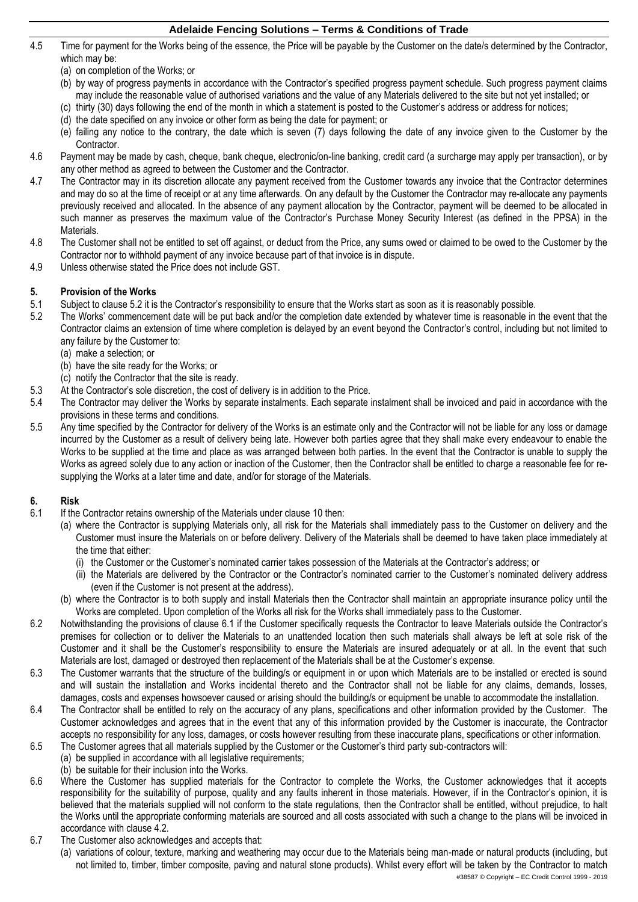4.5 Time for payment for the Works being of the essence, the Price will be payable by the Customer on the date/s determined by the Contractor, which may be:
   (a) on completion of the Works; or
   (b) by way of progress payments in accordance with the Contractor's specified progress payment schedule. Such progress payment claims may include the reasonable value of authorised variations and the value of any Materials delivered to the site but not yet installed; or
   (c) thirty (30) days following the end of the month in which a statement is posted to the Customer's address or address for notices;
   (d) the date specified on any invoice or other form as being the date for payment; or
   (e) failing any notice to the contrary, the date which is seven (7) days following the date of any invoice given to the Customer by the Contractor.

4.6 Payment may be made by cash, cheque, bank cheque, electronic/on-line banking, credit card (a surcharge may apply per transaction), or by any other method as agreed to between the Customer and the Contractor.

4.7 The Contractor may in its discretion allocate any payment received from the Customer towards any invoice that the Contractor determines and may do so at the time of receipt or at any time afterwards. On any default by the Customer the Contractor may re-allocate any payments previously received and allocated. In the absence of any payment allocation by the Contractor, payment will be deemed to be allocated in such manner as preserves the maximum value of the Contractor's Purchase Money Security Interest (as defined in the PPSA) in the Materials.

4.8 The Customer shall not be entitled to set off against, or deduct from the Price, any sums owed or claimed to be owed to the Customer by the Contractor nor to withhold payment of any invoice because part of that invoice is in dispute.

4.9 Unless otherwise stated the Price does not include GST.

## 5. Provision of the Works

5.1 Subject to clause 5.2 it is the Contractor's responsibility to ensure that the Works start as soon as it is reasonably possible.

5.2 The Works' commencement date will be put back and/or the completion date extended by whatever time is reasonable in the event that the Contractor claims an extension of time where completion is delayed by an event beyond the Contractor's control, including but not limited to any failure by the Customer to:
   (a) make a selection; or
   (b) have the site ready for the Works; or
   (c) notify the Contractor that the site is ready.

5.3 At the Contractor's sole discretion, the cost of delivery is in addition to the Price.

5.4 The Contractor may deliver the Works by separate instalments. Each separate instalment shall be invoiced and paid in accordance with the provisions in these terms and conditions.

5.5 Any time specified by the Contractor for delivery of the Works is an estimate only and the Contractor will not be liable for any loss or damage incurred by the Customer as a result of delivery being late. However both parties agree that they shall make every endeavour to enable the Works to be supplied at the time and place as was arranged between both parties. In the event that the Contractor is unable to supply the Works as agreed solely due to any action or inaction of the Customer, then the Contractor shall be entitled to charge a reasonable fee for re-supplying the Works at a later time and date, and/or for storage of the Materials.

## 6. Risk

6.1 If the Contractor retains ownership of the Materials under clause 10 then:
   (a) where the Contractor is supplying Materials only, all risk for the Materials shall immediately pass to the Customer on delivery and the Customer must insure the Materials on or before delivery. Delivery of the Materials shall be deemed to have taken place immediately at the time that either:
      (i) the Customer or the Customer's nominated carrier takes possession of the Materials at the Contractor's address; or
      (ii) the Materials are delivered by the Contractor or the Contractor's nominated carrier to the Customer's nominated delivery address (even if the Customer is not present at the address).
   (b) where the Contractor is to both supply and install Materials then the Contractor shall maintain an appropriate insurance policy until the Works are completed. Upon completion of the Works all risk for the Works shall immediately pass to the Customer.

6.2 Notwithstanding the provisions of clause 6.1 if the Customer specifically requests the Contractor to leave Materials outside the Contractor's premises for collection or to deliver the Materials to an unattended location then such materials shall always be left at sole risk of the Customer and it shall be the Customer's responsibility to ensure the Materials are insured adequately or at all. In the event that such Materials are lost, damaged or destroyed then replacement of the Materials shall be at the Customer's expense.

6.3 The Customer warrants that the structure of the building/s or equipment in or upon which Materials are to be installed or erected is sound and will sustain the installation and Works incidental thereto and the Contractor shall not be liable for any claims, demands, losses, damages, costs and expenses howsoever caused or arising should the building/s or equipment be unable to accommodate the installation.

6.4 The Contractor shall be entitled to rely on the accuracy of any plans, specifications and other information provided by the Customer. The Customer acknowledges and agrees that in the event that any of this information provided by the Customer is inaccurate, the Contractor accepts no responsibility for any loss, damages, or costs however resulting from these inaccurate plans, specifications or other information.

6.5 The Customer agrees that all materials supplied by the Customer or the Customer's third party sub-contractors will:
   (a) be supplied in accordance with all legislative requirements;
   (b) be suitable for their inclusion into the Works.

6.6 Where the Customer has supplied materials for the Contractor to complete the Works, the Customer acknowledges that it accepts responsibility for the suitability of purpose, quality and any faults inherent in those materials. However, if in the Contractor's opinion, it is believed that the materials supplied will not conform to the state regulations, then the Contractor shall be entitled, without prejudice, to halt the Works until the appropriate conforming materials are sourced and all costs associated with such a change to the plans will be invoiced in accordance with clause 4.2.

6.7 The Customer also acknowledges and accepts that:
   (a) variations of colour, texture, marking and weathering may occur due to the Materials being man-made or natural products (including, but not limited to, timber, timber composite, paving and natural stone products). Whilst every effort will be taken by the Contractor to match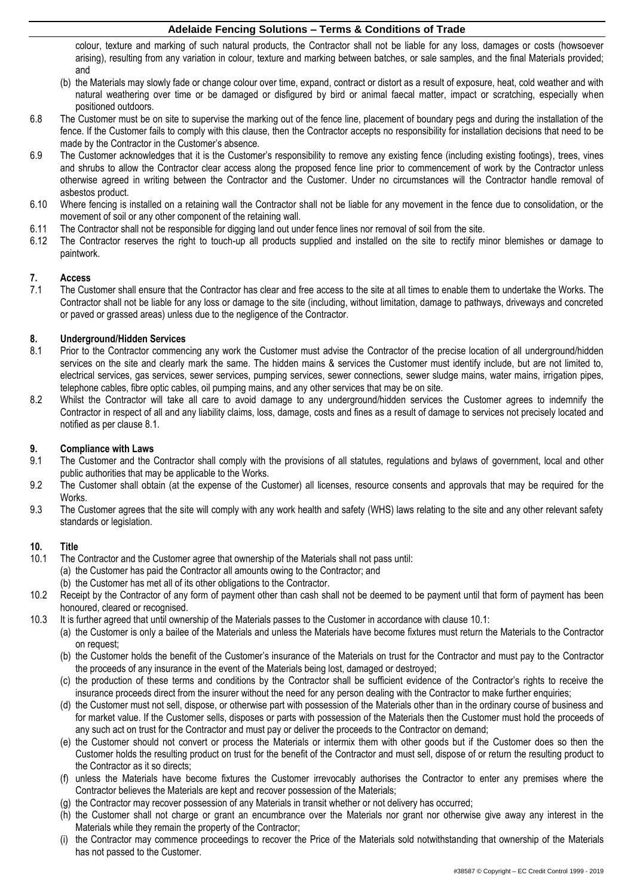colour, texture and marking of such natural products, the Contractor shall not be liable for any loss, damages or costs (howsoever arising), resulting from any variation in colour, texture and marking between batches, or sale samples, and the final Materials provided; and

(b) the Materials may slowly fade or change colour over time, expand, contract or distort as a result of exposure, heat, cold weather and with natural weathering over time or be damaged or disfigured by bird or animal faecal matter, impact or scratching, especially when positioned outdoors.

6.8 The Customer must be on site to supervise the marking out of the fence line, placement of boundary pegs and during the installation of the fence. If the Customer fails to comply with this clause, then the Contractor accepts no responsibility for installation decisions that need to be made by the Contractor in the Customer's absence.

6.9 The Customer acknowledges that it is the Customer's responsibility to remove any existing fence (including existing footings), trees, vines and shrubs to allow the Contractor clear access along the proposed fence line prior to commencement of work by the Contractor unless otherwise agreed in writing between the Contractor and the Customer. Under no circumstances will the Contractor handle removal of asbestos product.

6.10 Where fencing is installed on a retaining wall the Contractor shall not be liable for any movement in the fence due to consolidation, or the movement of soil or any other component of the retaining wall.

6.11 The Contractor shall not be responsible for digging land out under fence lines nor removal of soil from the site.

6.12 The Contractor reserves the right to touch-up all products supplied and installed on the site to rectify minor blemishes or damage to paintwork.

## 7. Access

7.1 The Customer shall ensure that the Contractor has clear and free access to the site at all times to enable them to undertake the Works. The Contractor shall not be liable for any loss or damage to the site (including, without limitation, damage to pathways, driveways and concreted or paved or grassed areas) unless due to the negligence of the Contractor.

## 8. Underground/Hidden Services

8.1 Prior to the Contractor commencing any work the Customer must advise the Contractor of the precise location of all underground/hidden services on the site and clearly mark the same. The hidden mains & services the Customer must identify include, but are not limited to, electrical services, gas services, sewer services, pumping services, sewer connections, sewer sludge mains, water mains, irrigation pipes, telephone cables, fibre optic cables, oil pumping mains, and any other services that may be on site.

8.2 Whilst the Contractor will take all care to avoid damage to any underground/hidden services the Customer agrees to indemnify the Contractor in respect of all and any liability claims, loss, damage, costs and fines as a result of damage to services not precisely located and notified as per clause 8.1.

## 9. Compliance with Laws

9.1 The Customer and the Contractor shall comply with the provisions of all statutes, regulations and bylaws of government, local and other public authorities that may be applicable to the Works.

9.2 The Customer shall obtain (at the expense of the Customer) all licenses, resource consents and approvals that may be required for the Works.

9.3 The Customer agrees that the site will comply with any work health and safety (WHS) laws relating to the site and any other relevant safety standards or legislation.

## 10. Title

10.1 The Contractor and the Customer agree that ownership of the Materials shall not pass until:

(a) the Customer has paid the Contractor all amounts owing to the Contractor; and

(b) the Customer has met all of its other obligations to the Contractor.

10.2 Receipt by the Contractor of any form of payment other than cash shall not be deemed to be payment until that form of payment has been honoured, cleared or recognised.

10.3 It is further agreed that until ownership of the Materials passes to the Customer in accordance with clause 10.1:

(a) the Customer is only a bailee of the Materials and unless the Materials have become fixtures must return the Materials to the Contractor on request;

(b) the Customer holds the benefit of the Customer's insurance of the Materials on trust for the Contractor and must pay to the Contractor the proceeds of any insurance in the event of the Materials being lost, damaged or destroyed;

(c) the production of these terms and conditions by the Contractor shall be sufficient evidence of the Contractor's rights to receive the insurance proceeds direct from the insurer without the need for any person dealing with the Contractor to make further enquiries;

(d) the Customer must not sell, dispose, or otherwise part with possession of the Materials other than in the ordinary course of business and for market value. If the Customer sells, disposes or parts with possession of the Materials then the Customer must hold the proceeds of any such act on trust for the Contractor and must pay or deliver the proceeds to the Contractor on demand;

(e) the Customer should not convert or process the Materials or intermix them with other goods but if the Customer does so then the Customer holds the resulting product on trust for the benefit of the Contractor and must sell, dispose of or return the resulting product to the Contractor as it so directs;

(f) unless the Materials have become fixtures the Customer irrevocably authorises the Contractor to enter any premises where the Contractor believes the Materials are kept and recover possession of the Materials;

(g) the Contractor may recover possession of any Materials in transit whether or not delivery has occurred;

(h) the Customer shall not charge or grant an encumbrance over the Materials nor grant nor otherwise give away any interest in the Materials while they remain the property of the Contractor;

(i) the Contractor may commence proceedings to recover the Price of the Materials sold notwithstanding that ownership of the Materials has not passed to the Customer.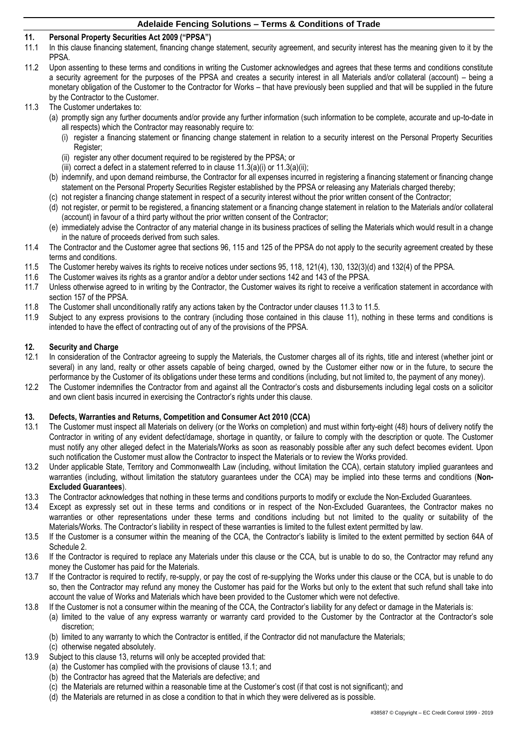## 11. Personal Property Securities Act 2009 ("PPSA")

11.1 In this clause financing statement, financing change statement, security agreement, and security interest has the meaning given to it by the PPSA.

11.2 Upon assenting to these terms and conditions in writing the Customer acknowledges and agrees that these terms and conditions constitute a security agreement for the purposes of the PPSA and creates a security interest in all Materials and/or collateral (account) – being a monetary obligation of the Customer to the Contractor for Works – that have previously been supplied and that will be supplied in the future by the Contractor to the Customer.

11.3 The Customer undertakes to:

- (a) promptly sign any further documents and/or provide any further information (such information to be complete, accurate and up-to-date in all respects) which the Contractor may reasonably require to:
  - (i) register a financing statement or financing change statement in relation to a security interest on the Personal Property Securities Register;
  - (ii) register any other document required to be registered by the PPSA; or
  - (iii) correct a defect in a statement referred to in clause 11.3(a)(i) or 11.3(a)(ii);
- (b) indemnify, and upon demand reimburse, the Contractor for all expenses incurred in registering a financing statement or financing change statement on the Personal Property Securities Register established by the PPSA or releasing any Materials charged thereby;
- (c) not register a financing change statement in respect of a security interest without the prior written consent of the Contractor;
- (d) not register, or permit to be registered, a financing statement or a financing change statement in relation to the Materials and/or collateral (account) in favour of a third party without the prior written consent of the Contractor;
- (e) immediately advise the Contractor of any material change in its business practices of selling the Materials which would result in a change in the nature of proceeds derived from such sales.

11.4 The Contractor and the Customer agree that sections 96, 115 and 125 of the PPSA do not apply to the security agreement created by these terms and conditions.

11.5 The Customer hereby waives its rights to receive notices under sections 95, 118, 121(4), 130, 132(3)(d) and 132(4) of the PPSA.

11.6 The Customer waives its rights as a grantor and/or a debtor under sections 142 and 143 of the PPSA.

11.7 Unless otherwise agreed to in writing by the Contractor, the Customer waives its right to receive a verification statement in accordance with section 157 of the PPSA.

11.8 The Customer shall unconditionally ratify any actions taken by the Contractor under clauses 11.3 to 11.5.

11.9 Subject to any express provisions to the contrary (including those contained in this clause 11), nothing in these terms and conditions is intended to have the effect of contracting out of any of the provisions of the PPSA.

## 12. Security and Charge

12.1 In consideration of the Contractor agreeing to supply the Materials, the Customer charges all of its rights, title and interest (whether joint or several) in any land, realty or other assets capable of being charged, owned by the Customer either now or in the future, to secure the performance by the Customer of its obligations under these terms and conditions (including, but not limited to, the payment of any money).

12.2 The Customer indemnifies the Contractor from and against all the Contractor's costs and disbursements including legal costs on a solicitor and own client basis incurred in exercising the Contractor's rights under this clause.

## 13. Defects, Warranties and Returns, Competition and Consumer Act 2010 (CCA)

13.1 The Customer must inspect all Materials on delivery (or the Works on completion) and must within forty-eight (48) hours of delivery notify the Contractor in writing of any evident defect/damage, shortage in quantity, or failure to comply with the description or quote. The Customer must notify any other alleged defect in the Materials/Works as soon as reasonably possible after any such defect becomes evident. Upon such notification the Customer must allow the Contractor to inspect the Materials or to review the Works provided.

13.2 Under applicable State, Territory and Commonwealth Law (including, without limitation the CCA), certain statutory implied guarantees and warranties (including, without limitation the statutory guarantees under the CCA) may be implied into these terms and conditions (**Non-Excluded Guarantees**).

13.3 The Contractor acknowledges that nothing in these terms and conditions purports to modify or exclude the Non-Excluded Guarantees.

13.4 Except as expressly set out in these terms and conditions or in respect of the Non-Excluded Guarantees, the Contractor makes no warranties or other representations under these terms and conditions including but not limited to the quality or suitability of the Materials/Works. The Contractor's liability in respect of these warranties is limited to the fullest extent permitted by law.

13.5 If the Customer is a consumer within the meaning of the CCA, the Contractor's liability is limited to the extent permitted by section 64A of Schedule 2.

13.6 If the Contractor is required to replace any Materials under this clause or the CCA, but is unable to do so, the Contractor may refund any money the Customer has paid for the Materials.

13.7 If the Contractor is required to rectify, re-supply, or pay the cost of re-supplying the Works under this clause or the CCA, but is unable to do so, then the Contractor may refund any money the Customer has paid for the Works but only to the extent that such refund shall take into account the value of Works and Materials which have been provided to the Customer which were not defective.

13.8 If the Customer is not a consumer within the meaning of the CCA, the Contractor's liability for any defect or damage in the Materials is:

- (a) limited to the value of any express warranty or warranty card provided to the Customer by the Contractor at the Contractor's sole discretion;
- (b) limited to any warranty to which the Contractor is entitled, if the Contractor did not manufacture the Materials;
- (c) otherwise negated absolutely.

13.9 Subject to this clause 13, returns will only be accepted provided that:

- (a) the Customer has complied with the provisions of clause 13.1; and
- (b) the Contractor has agreed that the Materials are defective; and
- (c) the Materials are returned within a reasonable time at the Customer's cost (if that cost is not significant); and
- (d) the Materials are returned in as close a condition to that in which they were delivered as is possible.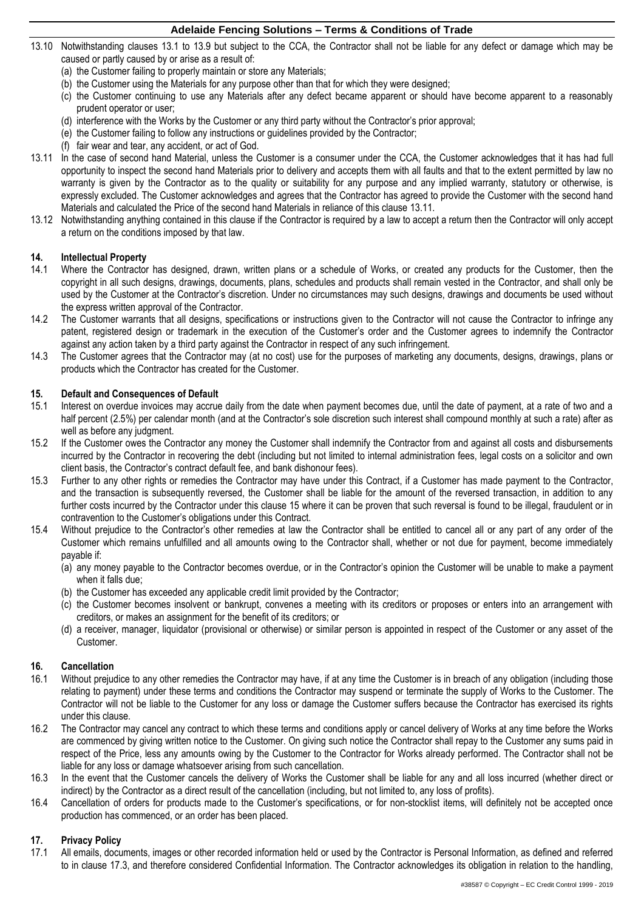13.10 Notwithstanding clauses 13.1 to 13.9 but subject to the CCA, the Contractor shall not be liable for any defect or damage which may be caused or partly caused by or arise as a result of:

(a) the Customer failing to properly maintain or store any Materials;

(b) the Customer using the Materials for any purpose other than that for which they were designed;

(c) the Customer continuing to use any Materials after any defect became apparent or should have become apparent to a reasonably prudent operator or user;

(d) interference with the Works by the Customer or any third party without the Contractor's prior approval;

(e) the Customer failing to follow any instructions or guidelines provided by the Contractor;

(f) fair wear and tear, any accident, or act of God.

13.11 In the case of second hand Material, unless the Customer is a consumer under the CCA, the Customer acknowledges that it has had full opportunity to inspect the second hand Materials prior to delivery and accepts them with all faults and that to the extent permitted by law no warranty is given by the Contractor as to the quality or suitability for any purpose and any implied warranty, statutory or otherwise, is expressly excluded. The Customer acknowledges and agrees that the Contractor has agreed to provide the Customer with the second hand Materials and calculated the Price of the second hand Materials in reliance of this clause 13.11.

13.12 Notwithstanding anything contained in this clause if the Contractor is required by a law to accept a return then the Contractor will only accept a return on the conditions imposed by that law.

## 14. Intellectual Property

14.1 Where the Contractor has designed, drawn, written plans or a schedule of Works, or created any products for the Customer, then the copyright in all such designs, drawings, documents, plans, schedules and products shall remain vested in the Contractor, and shall only be used by the Customer at the Contractor's discretion. Under no circumstances may such designs, drawings and documents be used without the express written approval of the Contractor.

14.2 The Customer warrants that all designs, specifications or instructions given to the Contractor will not cause the Contractor to infringe any patent, registered design or trademark in the execution of the Customer's order and the Customer agrees to indemnify the Contractor against any action taken by a third party against the Contractor in respect of any such infringement.

14.3 The Customer agrees that the Contractor may (at no cost) use for the purposes of marketing any documents, designs, drawings, plans or products which the Contractor has created for the Customer.

## 15. Default and Consequences of Default

15.1 Interest on overdue invoices may accrue daily from the date when payment becomes due, until the date of payment, at a rate of two and a half percent (2.5%) per calendar month (and at the Contractor's sole discretion such interest shall compound monthly at such a rate) after as well as before any judgment.

15.2 If the Customer owes the Contractor any money the Customer shall indemnify the Contractor from and against all costs and disbursements incurred by the Contractor in recovering the debt (including but not limited to internal administration fees, legal costs on a solicitor and own client basis, the Contractor's contract default fee, and bank dishonour fees).

15.3 Further to any other rights or remedies the Contractor may have under this Contract, if a Customer has made payment to the Contractor, and the transaction is subsequently reversed, the Customer shall be liable for the amount of the reversed transaction, in addition to any further costs incurred by the Contractor under this clause 15 where it can be proven that such reversal is found to be illegal, fraudulent or in contravention to the Customer's obligations under this Contract.

15.4 Without prejudice to the Contractor's other remedies at law the Contractor shall be entitled to cancel all or any part of any order of the Customer which remains unfulfilled and all amounts owing to the Contractor shall, whether or not due for payment, become immediately payable if:

(a) any money payable to the Contractor becomes overdue, or in the Contractor's opinion the Customer will be unable to make a payment when it falls due;

(b) the Customer has exceeded any applicable credit limit provided by the Contractor;

(c) the Customer becomes insolvent or bankrupt, convenes a meeting with its creditors or proposes or enters into an arrangement with creditors, or makes an assignment for the benefit of its creditors; or

(d) a receiver, manager, liquidator (provisional or otherwise) or similar person is appointed in respect of the Customer or any asset of the Customer.

## 16. Cancellation

16.1 Without prejudice to any other remedies the Contractor may have, if at any time the Customer is in breach of any obligation (including those relating to payment) under these terms and conditions the Contractor may suspend or terminate the supply of Works to the Customer. The Contractor will not be liable to the Customer for any loss or damage the Customer suffers because the Contractor has exercised its rights under this clause.

16.2 The Contractor may cancel any contract to which these terms and conditions apply or cancel delivery of Works at any time before the Works are commenced by giving written notice to the Customer. On giving such notice the Contractor shall repay to the Customer any sums paid in respect of the Price, less any amounts owing by the Customer to the Contractor for Works already performed. The Contractor shall not be liable for any loss or damage whatsoever arising from such cancellation.

16.3 In the event that the Customer cancels the delivery of Works the Customer shall be liable for any and all loss incurred (whether direct or indirect) by the Contractor as a direct result of the cancellation (including, but not limited to, any loss of profits).

16.4 Cancellation of orders for products made to the Customer's specifications, or for non-stocklist items, will definitely not be accepted once production has commenced, or an order has been placed.

## 17. Privacy Policy

17.1 All emails, documents, images or other recorded information held or used by the Contractor is Personal Information, as defined and referred to in clause 17.3, and therefore considered Confidential Information. The Contractor acknowledges its obligation in relation to the handling,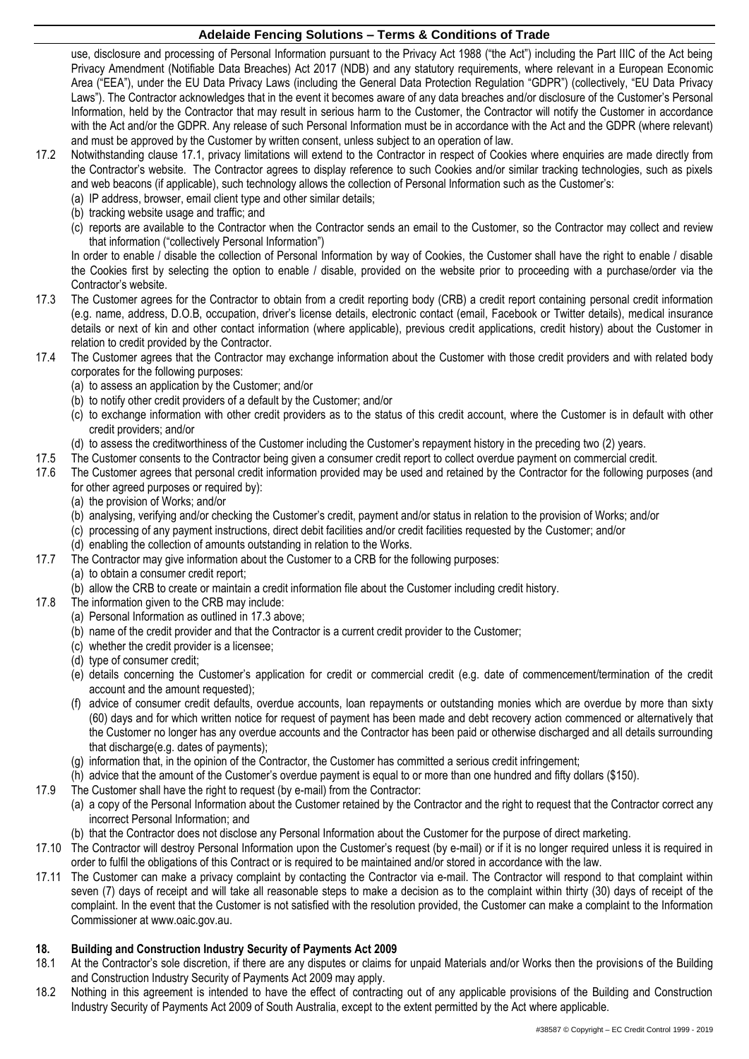use, disclosure and processing of Personal Information pursuant to the Privacy Act 1988 ("the Act") including the Part IIIC of the Act being Privacy Amendment (Notifiable Data Breaches) Act 2017 (NDB) and any statutory requirements, where relevant in a European Economic Area ("EEA"), under the EU Data Privacy Laws (including the General Data Protection Regulation "GDPR") (collectively, "EU Data Privacy Laws"). The Contractor acknowledges that in the event it becomes aware of any data breaches and/or disclosure of the Customer's Personal Information, held by the Contractor that may result in serious harm to the Customer, the Contractor will notify the Customer in accordance with the Act and/or the GDPR. Any release of such Personal Information must be in accordance with the Act and the GDPR (where relevant) and must be approved by the Customer by written consent, unless subject to an operation of law.

17.2 Notwithstanding clause 17.1, privacy limitations will extend to the Contractor in respect of Cookies where enquiries are made directly from the Contractor's website. The Contractor agrees to display reference to such Cookies and/or similar tracking technologies, such as pixels and web beacons (if applicable), such technology allows the collection of Personal Information such as the Customer's:
(a) IP address, browser, email client type and other similar details;
(b) tracking website usage and traffic; and
(c) reports are available to the Contractor when the Contractor sends an email to the Customer, so the Contractor may collect and review that information ("collectively Personal Information")

In order to enable / disable the collection of Personal Information by way of Cookies, the Customer shall have the right to enable / disable the Cookies first by selecting the option to enable / disable, provided on the website prior to proceeding with a purchase/order via the Contractor's website.

17.3 The Customer agrees for the Contractor to obtain from a credit reporting body (CRB) a credit report containing personal credit information (e.g. name, address, D.O.B, occupation, driver's license details, electronic contact (email, Facebook or Twitter details), medical insurance details or next of kin and other contact information (where applicable), previous credit applications, credit history) about the Customer in relation to credit provided by the Contractor.

17.4 The Customer agrees that the Contractor may exchange information about the Customer with those credit providers and with related body corporates for the following purposes:
(a) to assess an application by the Customer; and/or
(b) to notify other credit providers of a default by the Customer; and/or
(c) to exchange information with other credit providers as to the status of this credit account, where the Customer is in default with other credit providers; and/or
(d) to assess the creditworthiness of the Customer including the Customer's repayment history in the preceding two (2) years.

17.5 The Customer consents to the Contractor being given a consumer credit report to collect overdue payment on commercial credit.

17.6 The Customer agrees that personal credit information provided may be used and retained by the Contractor for the following purposes (and for other agreed purposes or required by):
(a) the provision of Works; and/or
(b) analysing, verifying and/or checking the Customer's credit, payment and/or status in relation to the provision of Works; and/or
(c) processing of any payment instructions, direct debit facilities and/or credit facilities requested by the Customer; and/or
(d) enabling the collection of amounts outstanding in relation to the Works.

17.7 The Contractor may give information about the Customer to a CRB for the following purposes:
(a) to obtain a consumer credit report;
(b) allow the CRB to create or maintain a credit information file about the Customer including credit history.

17.8 The information given to the CRB may include:
(a) Personal Information as outlined in 17.3 above;
(b) name of the credit provider and that the Contractor is a current credit provider to the Customer;
(c) whether the credit provider is a licensee;
(d) type of consumer credit;
(e) details concerning the Customer's application for credit or commercial credit (e.g. date of commencement/termination of the credit account and the amount requested);
(f) advice of consumer credit defaults, overdue accounts, loan repayments or outstanding monies which are overdue by more than sixty (60) days and for which written notice for request of payment has been made and debt recovery action commenced or alternatively that the Customer no longer has any overdue accounts and the Contractor has been paid or otherwise discharged and all details surrounding that discharge(e.g. dates of payments);
(g) information that, in the opinion of the Contractor, the Customer has committed a serious credit infringement;
(h) advice that the amount of the Customer's overdue payment is equal to or more than one hundred and fifty dollars ($150).

17.9 The Customer shall have the right to request (by e-mail) from the Contractor:
(a) a copy of the Personal Information about the Customer retained by the Contractor and the right to request that the Contractor correct any incorrect Personal Information; and
(b) that the Contractor does not disclose any Personal Information about the Customer for the purpose of direct marketing.

17.10 The Contractor will destroy Personal Information upon the Customer's request (by e-mail) or if it is no longer required unless it is required in order to fulfil the obligations of this Contract or is required to be maintained and/or stored in accordance with the law.

17.11 The Customer can make a privacy complaint by contacting the Contractor via e-mail. The Contractor will respond to that complaint within seven (7) days of receipt and will take all reasonable steps to make a decision as to the complaint within thirty (30) days of receipt of the complaint. In the event that the Customer is not satisfied with the resolution provided, the Customer can make a complaint to the Information Commissioner at www.oaic.gov.au.

## 18. Building and Construction Industry Security of Payments Act 2009

18.1 At the Contractor's sole discretion, if there are any disputes or claims for unpaid Materials and/or Works then the provisions of the Building and Construction Industry Security of Payments Act 2009 may apply.

18.2 Nothing in this agreement is intended to have the effect of contracting out of any applicable provisions of the Building and Construction Industry Security of Payments Act 2009 of South Australia, except to the extent permitted by the Act where applicable.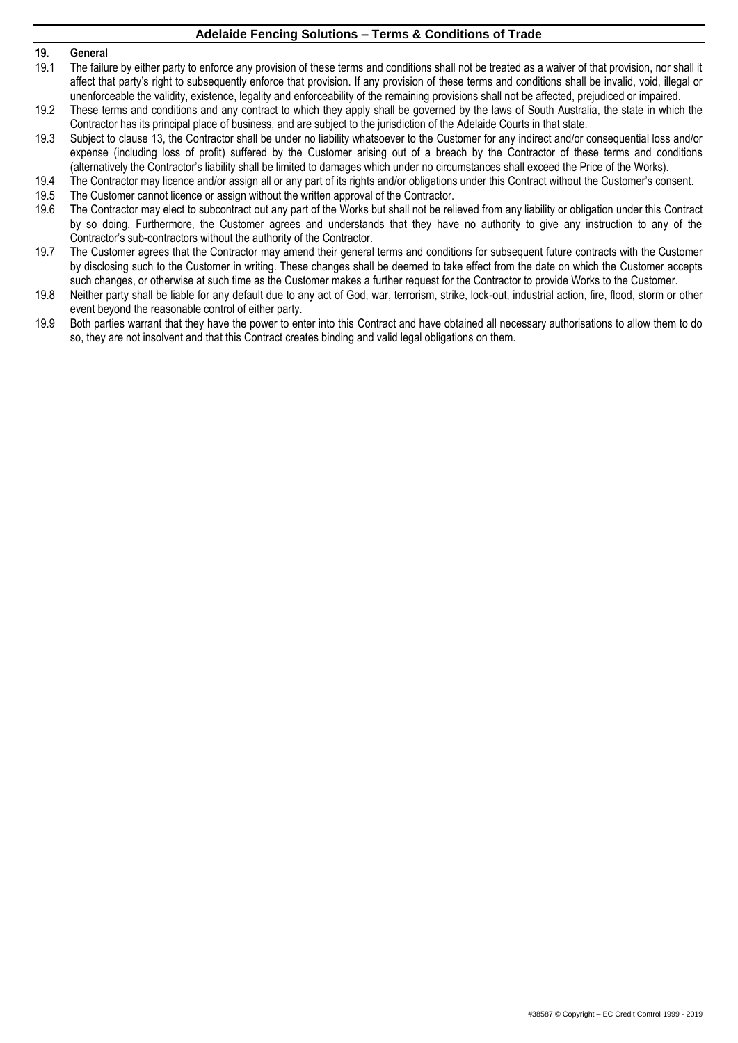## 19. General

19.1 The failure by either party to enforce any provision of these terms and conditions shall not be treated as a waiver of that provision, nor shall it affect that party's right to subsequently enforce that provision. If any provision of these terms and conditions shall be invalid, void, illegal or unenforceable the validity, existence, legality and enforceability of the remaining provisions shall not be affected, prejudiced or impaired.

19.2 These terms and conditions and any contract to which they apply shall be governed by the laws of South Australia, the state in which the Contractor has its principal place of business, and are subject to the jurisdiction of the Adelaide Courts in that state.

19.3 Subject to clause 13, the Contractor shall be under no liability whatsoever to the Customer for any indirect and/or consequential loss and/or expense (including loss of profit) suffered by the Customer arising out of a breach by the Contractor of these terms and conditions (alternatively the Contractor's liability shall be limited to damages which under no circumstances shall exceed the Price of the Works).

19.4 The Contractor may licence and/or assign all or any part of its rights and/or obligations under this Contract without the Customer's consent.

19.5 The Customer cannot licence or assign without the written approval of the Contractor.

19.6 The Contractor may elect to subcontract out any part of the Works but shall not be relieved from any liability or obligation under this Contract by so doing. Furthermore, the Customer agrees and understands that they have no authority to give any instruction to any of the Contractor's sub-contractors without the authority of the Contractor.

19.7 The Customer agrees that the Contractor may amend their general terms and conditions for subsequent future contracts with the Customer by disclosing such to the Customer in writing. These changes shall be deemed to take effect from the date on which the Customer accepts such changes, or otherwise at such time as the Customer makes a further request for the Contractor to provide Works to the Customer.

19.8 Neither party shall be liable for any default due to any act of God, war, terrorism, strike, lock-out, industrial action, fire, flood, storm or other event beyond the reasonable control of either party.

19.9 Both parties warrant that they have the power to enter into this Contract and have obtained all necessary authorisations to allow them to do so, they are not insolvent and that this Contract creates binding and valid legal obligations on them.